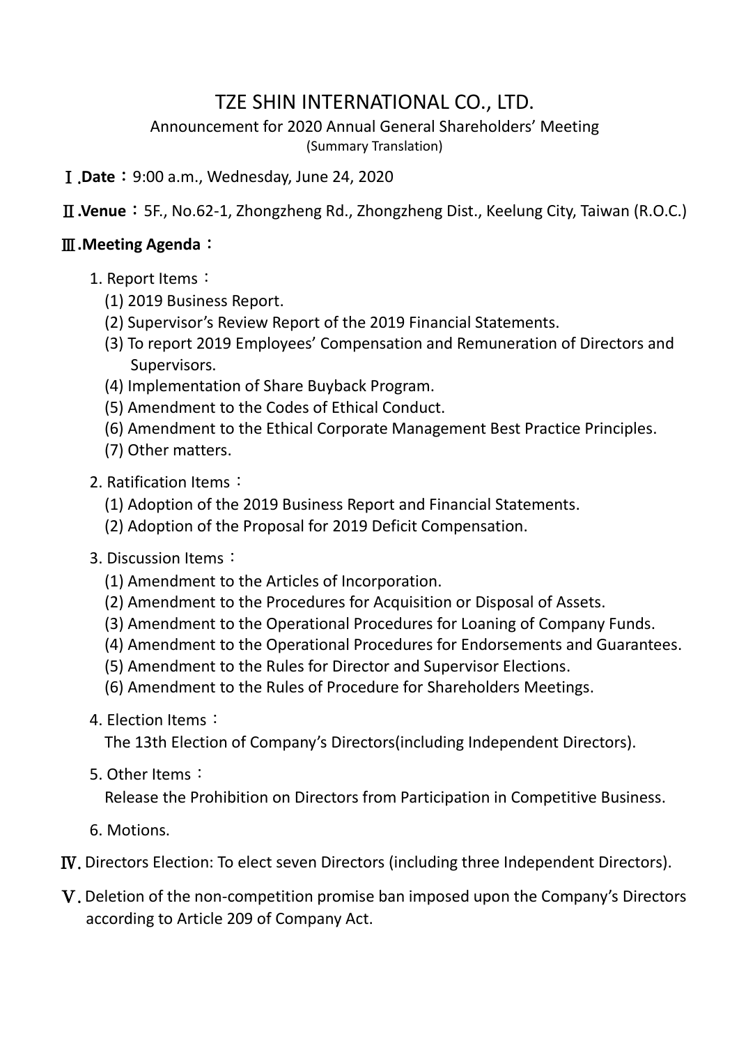# TZE SHIN INTERNATIONAL CO., LTD.

Announcement for 2020 Annual General Shareholders' Meeting

(Summary Translation)

Ⅰ.**Date**：9:00 a.m., Wednesday, June 24, 2020

Ⅱ.**Venue**：5F., No.62-1, Zhongzheng Rd., Zhongzheng Dist., Keelung City, Taiwan (R.O.C.)

Ⅲ.**Meeting Agenda**：

1. Report Items：
   (1) 2019 Business Report.
   (2) Supervisor's Review Report of the 2019 Financial Statements.
   (3) To report 2019 Employees' Compensation and Remuneration of Directors and Supervisors.
   (4) Implementation of Share Buyback Program.
   (5) Amendment to the Codes of Ethical Conduct.
   (6) Amendment to the Ethical Corporate Management Best Practice Principles.
   (7) Other matters.

2. Ratification Items：
   (1) Adoption of the 2019 Business Report and Financial Statements.
   (2) Adoption of the Proposal for 2019 Deficit Compensation.

3. Discussion Items：
   (1) Amendment to the Articles of Incorporation.
   (2) Amendment to the Procedures for Acquisition or Disposal of Assets.
   (3) Amendment to the Operational Procedures for Loaning of Company Funds.
   (4) Amendment to the Operational Procedures for Endorsements and Guarantees.
   (5) Amendment to the Rules for Director and Supervisor Elections.
   (6) Amendment to the Rules of Procedure for Shareholders Meetings.

4. Election Items：
   The 13th Election of Company's Directors(including Independent Directors).

5. Other Items：
   Release the Prohibition on Directors from Participation in Competitive Business.

6. Motions.

Ⅳ. Directors Election: To elect seven Directors (including three Independent Directors).

Ⅴ. Deletion of the non-competition promise ban imposed upon the Company's Directors according to Article 209 of Company Act.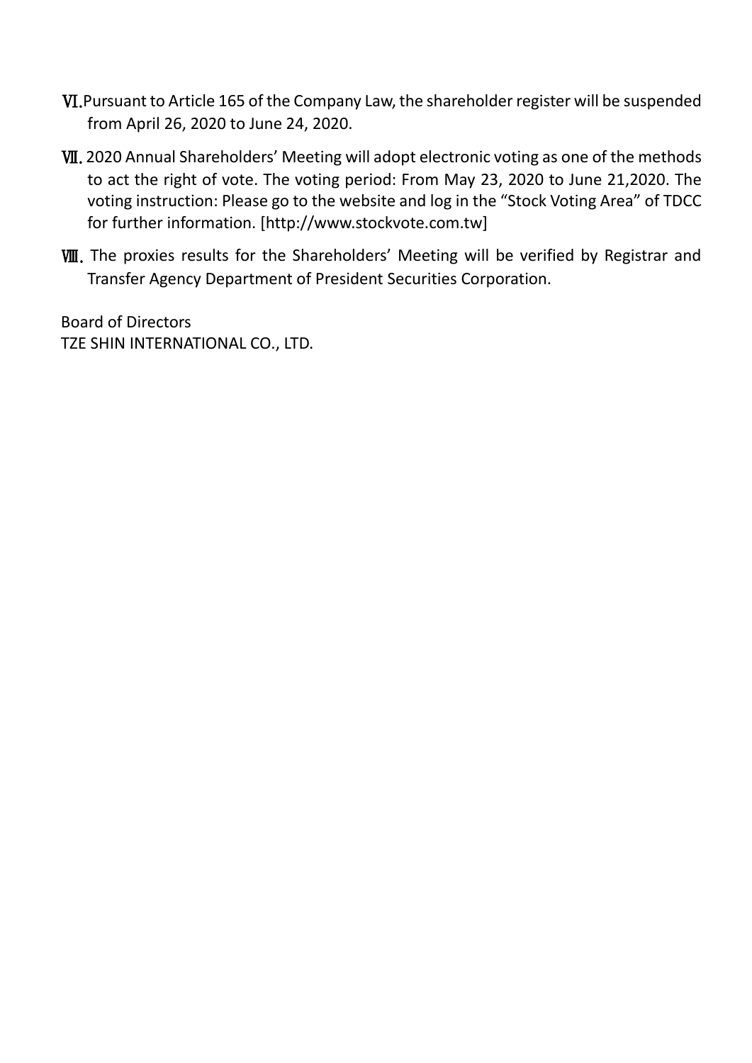Ⅵ.Pursuant to Article 165 of the Company Law, the shareholder register will be suspended from April 26, 2020 to June 24, 2020.

Ⅶ. 2020 Annual Shareholders' Meeting will adopt electronic voting as one of the methods to act the right of vote. The voting period: From May 23, 2020 to June 21,2020. The voting instruction: Please go to the website and log in the "Stock Voting Area" of TDCC for further information. [http://www.stockvote.com.tw]

Ⅷ. The proxies results for the Shareholders' Meeting will be verified by Registrar and Transfer Agency Department of President Securities Corporation.

Board of Directors
TZE SHIN INTERNATIONAL CO., LTD.